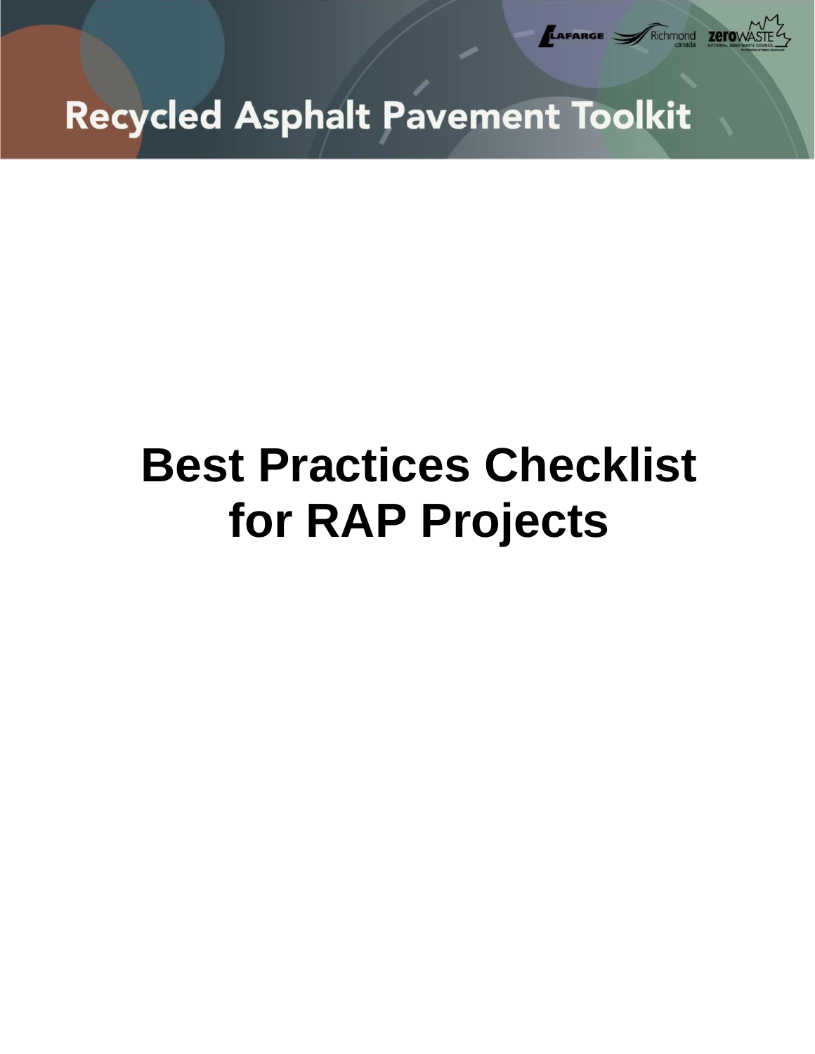# Recycled Asphalt Pavement Toolkit

# Best Practices Checklist for RAP Projects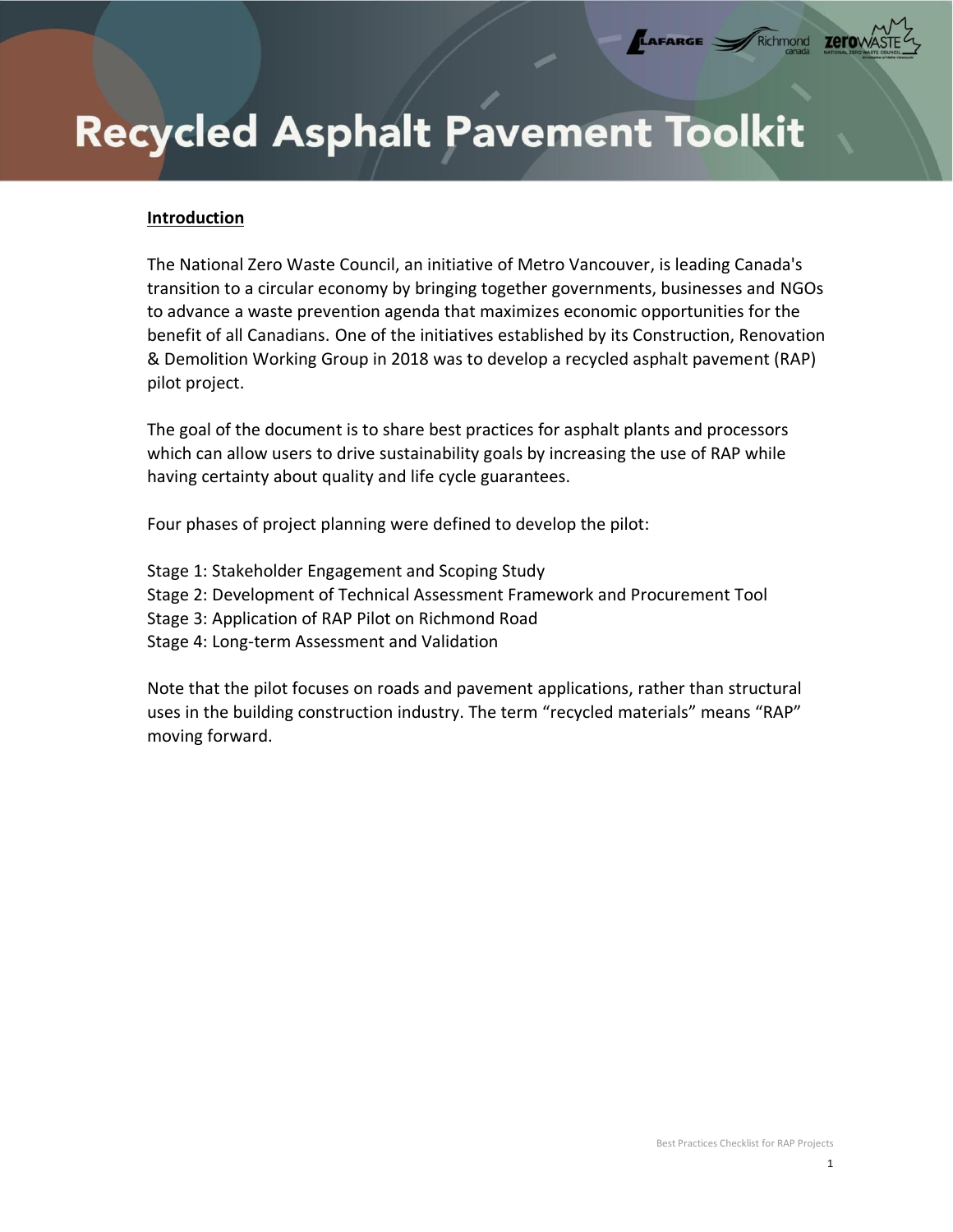# Recycled Asphalt Pavement Toolkit

**Introduction**

The National Zero Waste Council, an initiative of Metro Vancouver, is leading Canada's transition to a circular economy by bringing together governments, businesses and NGOs to advance a waste prevention agenda that maximizes economic opportunities for the benefit of all Canadians. One of the initiatives established by its Construction, Renovation & Demolition Working Group in 2018 was to develop a recycled asphalt pavement (RAP) pilot project.

The goal of the document is to share best practices for asphalt plants and processors which can allow users to drive sustainability goals by increasing the use of RAP while having certainty about quality and life cycle guarantees.

Four phases of project planning were defined to develop the pilot:

Stage 1: Stakeholder Engagement and Scoping Study
Stage 2: Development of Technical Assessment Framework and Procurement Tool
Stage 3: Application of RAP Pilot on Richmond Road
Stage 4: Long-term Assessment and Validation

Note that the pilot focuses on roads and pavement applications, rather than structural uses in the building construction industry. The term "recycled materials" means "RAP" moving forward.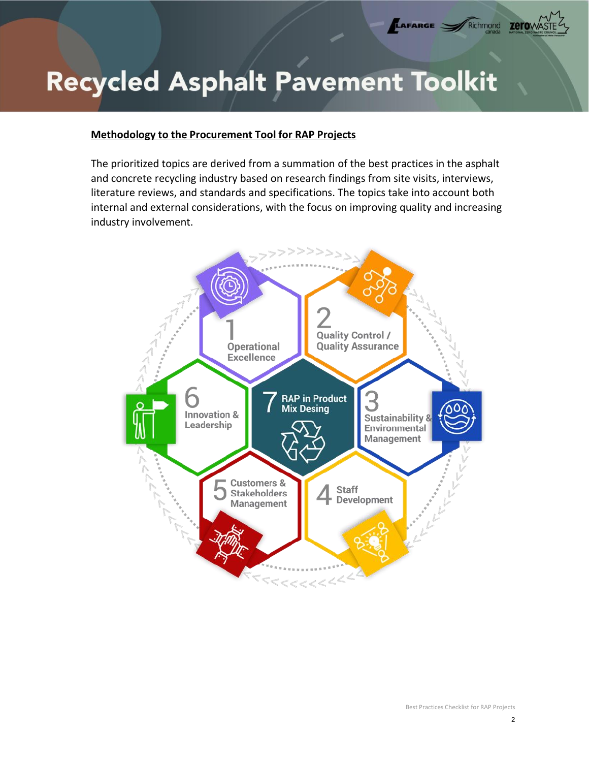# Recycled Asphalt Pavement Toolkit

**Methodology to the Procurement Tool for RAP Projects**

The prioritized topics are derived from a summation of the best practices in the asphalt and concrete recycling industry based on research findings from site visits, interviews, literature reviews, and standards and specifications. The topics take into account both internal and external considerations, with the focus on improving quality and increasing industry involvement.

1 Operational Excellence

2 Quality Control / Quality Assurance

3 Sustainability & Environmental Management

4 Staff Development

5 Customers & Stakeholders Management

6 Innovation & Leadership

7 RAP in Product Mix Desing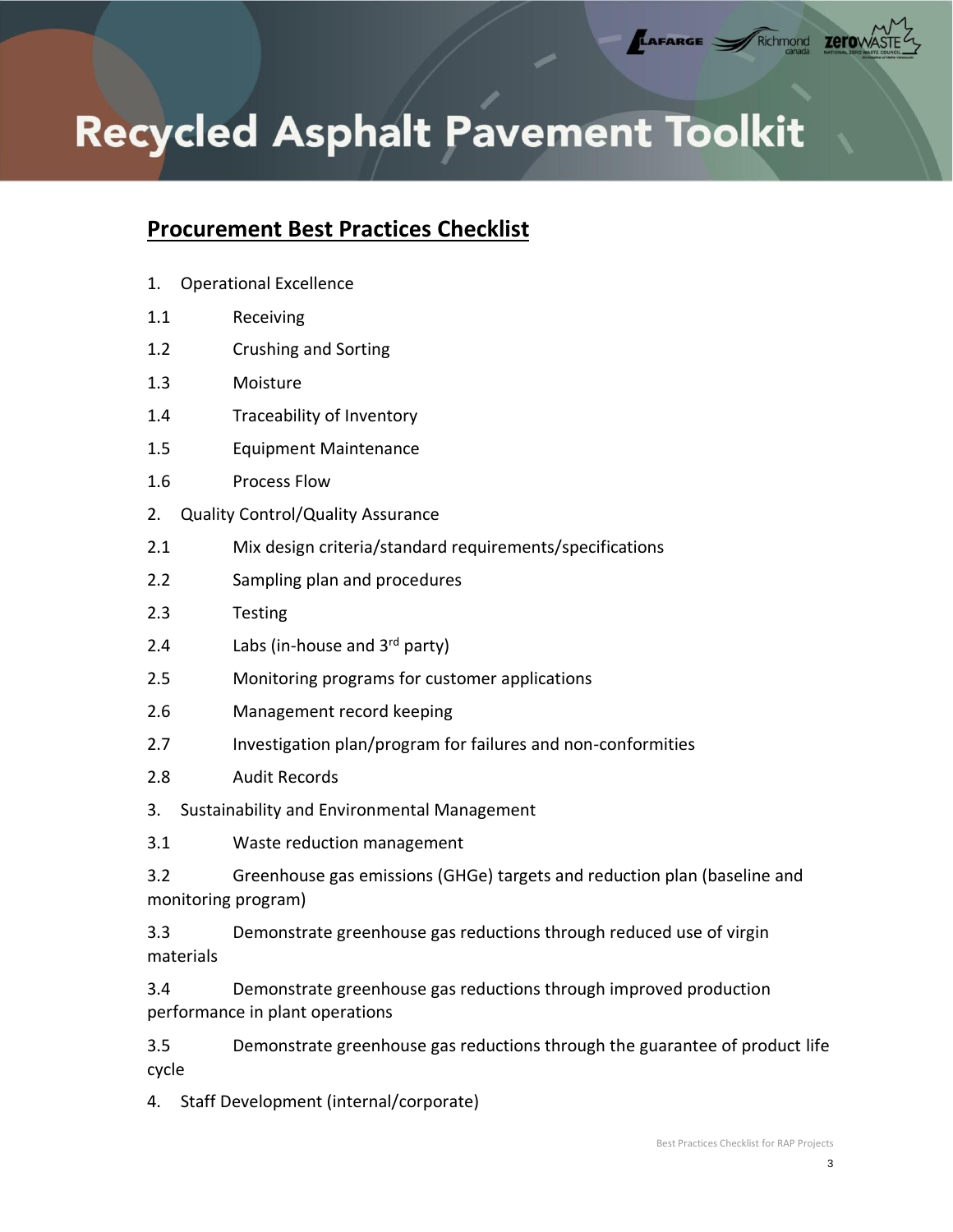# Recycled Asphalt Pavement Toolkit

## Procurement Best Practices Checklist

1. Operational Excellence

1.1 Receiving

1.2 Crushing and Sorting

1.3 Moisture

1.4 Traceability of Inventory

1.5 Equipment Maintenance

1.6 Process Flow

2. Quality Control/Quality Assurance

2.1 Mix design criteria/standard requirements/specifications

2.2 Sampling plan and procedures

2.3 Testing

2.4 Labs (in-house and 3rd party)

2.5 Monitoring programs for customer applications

2.6 Management record keeping

2.7 Investigation plan/program for failures and non-conformities

2.8 Audit Records

3. Sustainability and Environmental Management

3.1 Waste reduction management

3.2 Greenhouse gas emissions (GHGe) targets and reduction plan (baseline and monitoring program)

3.3 Demonstrate greenhouse gas reductions through reduced use of virgin materials

3.4 Demonstrate greenhouse gas reductions through improved production performance in plant operations

3.5 Demonstrate greenhouse gas reductions through the guarantee of product life cycle

4. Staff Development (internal/corporate)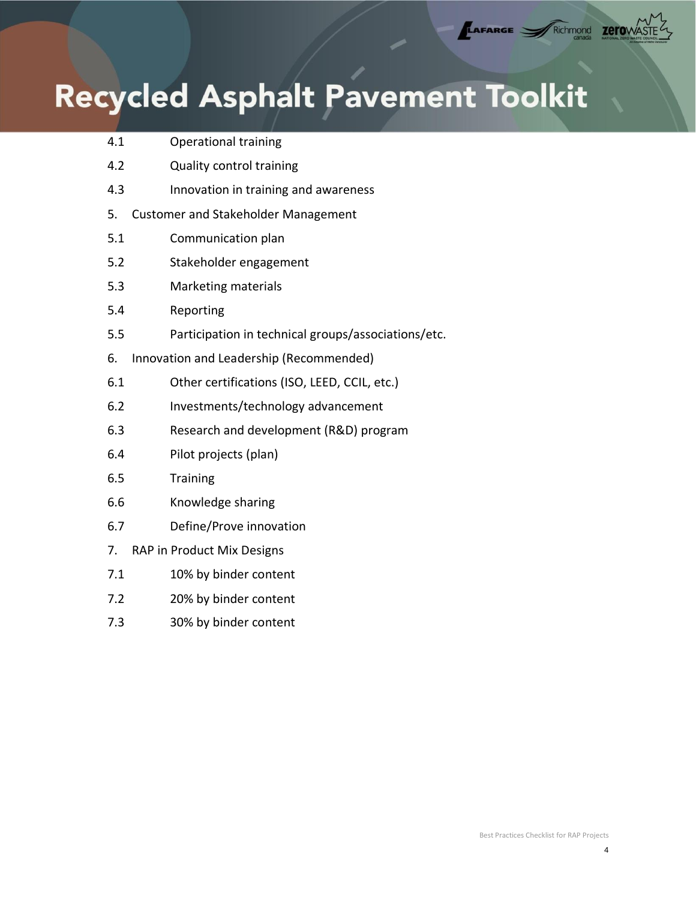4.1 Operational training

4.2 Quality control training

4.3 Innovation in training and awareness

5. Customer and Stakeholder Management

5.1 Communication plan

5.2 Stakeholder engagement

5.3 Marketing materials

5.4 Reporting

5.5 Participation in technical groups/associations/etc.

6. Innovation and Leadership (Recommended)

6.1 Other certifications (ISO, LEED, CCIL, etc.)

6.2 Investments/technology advancement

6.3 Research and development (R&D) program

6.4 Pilot projects (plan)

6.5 Training

6.6 Knowledge sharing

6.7 Define/Prove innovation

7. RAP in Product Mix Designs

7.1 10% by binder content

7.2 20% by binder content

7.3 30% by binder content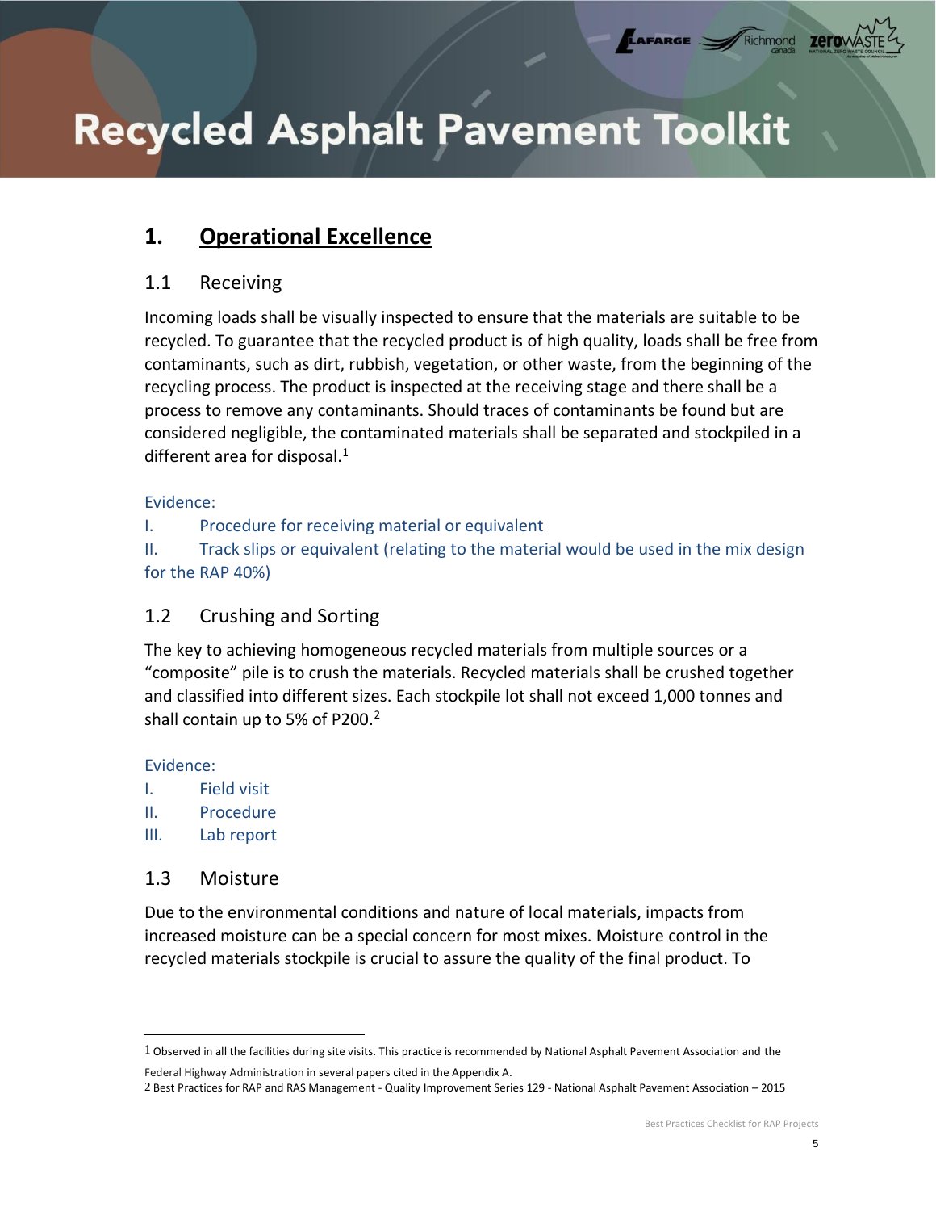## 1. Operational Excellence

### 1.1 Receiving

Incoming loads shall be visually inspected to ensure that the materials are suitable to be recycled. To guarantee that the recycled product is of high quality, loads shall be free from contaminants, such as dirt, rubbish, vegetation, or other waste, from the beginning of the recycling process. The product is inspected at the receiving stage and there shall be a process to remove any contaminants. Should traces of contaminants be found but are considered negligible, the contaminated materials shall be separated and stockpiled in a different area for disposal.[1]

Evidence:

I. Procedure for receiving material or equivalent

II. Track slips or equivalent (relating to the material would be used in the mix design for the RAP 40%)

### 1.2 Crushing and Sorting

The key to achieving homogeneous recycled materials from multiple sources or a "composite" pile is to crush the materials. Recycled materials shall be crushed together and classified into different sizes. Each stockpile lot shall not exceed 1,000 tonnes and shall contain up to 5% of P200.[2]

Evidence:

I. Field visit

II. Procedure

III. Lab report

### 1.3 Moisture

Due to the environmental conditions and nature of local materials, impacts from increased moisture can be a special concern for most mixes. Moisture control in the recycled materials stockpile is crucial to assure the quality of the final product. To

---

[1] Observed in all the facilities during site visits. This practice is recommended by National Asphalt Pavement Association and the Federal Highway Administration in several papers cited in the Appendix A.

[2] Best Practices for RAP and RAS Management - Quality Improvement Series 129 - National Asphalt Pavement Association – 2015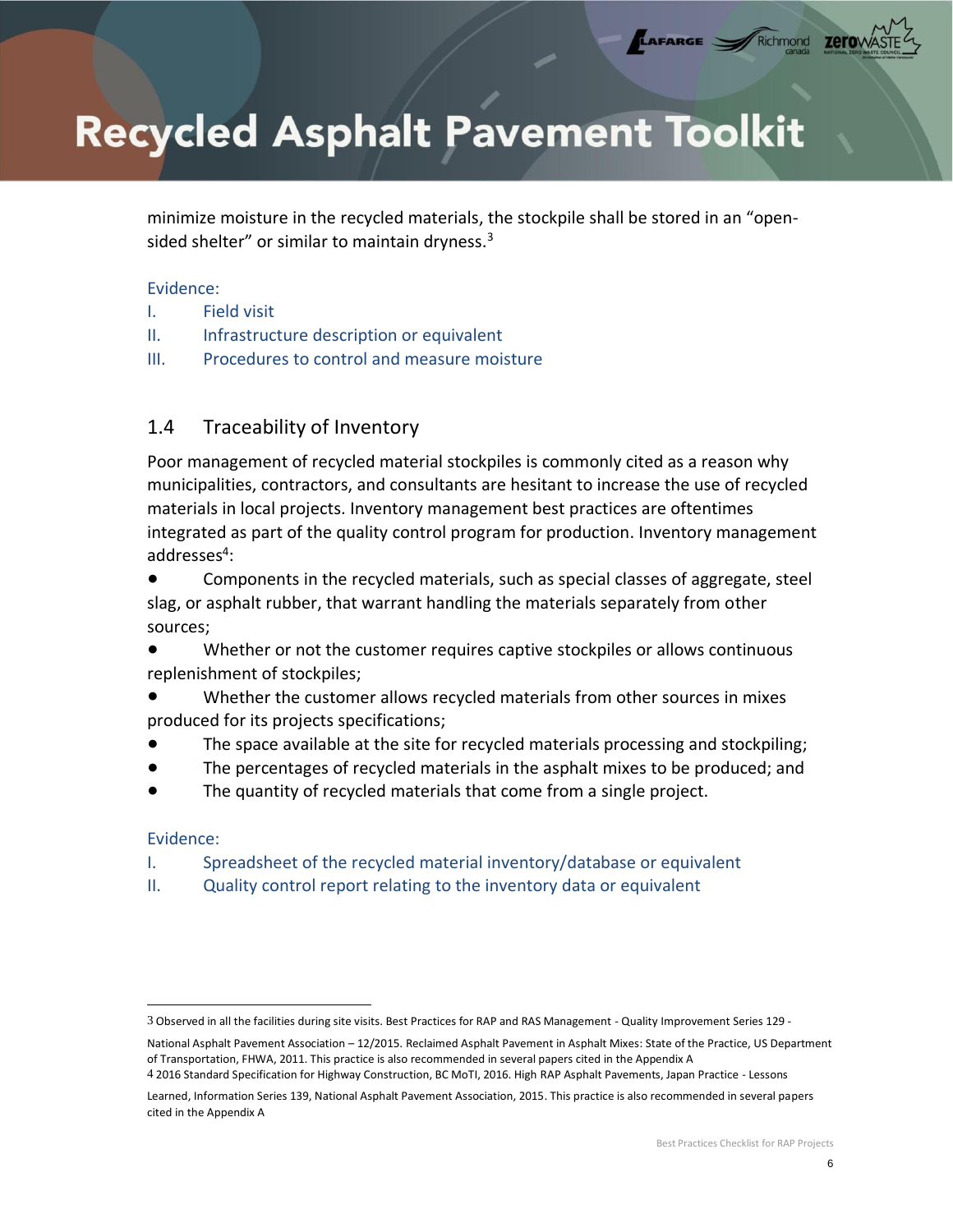minimize moisture in the recycled materials, the stockpile shall be stored in an "open-sided shelter" or similar to maintain dryness.[3]

Evidence:

I. Field visit

II. Infrastructure description or equivalent

III. Procedures to control and measure moisture

## 1.4 Traceability of Inventory

Poor management of recycled material stockpiles is commonly cited as a reason why municipalities, contractors, and consultants are hesitant to increase the use of recycled materials in local projects. Inventory management best practices are oftentimes integrated as part of the quality control program for production. Inventory management addresses[4]:

- Components in the recycled materials, such as special classes of aggregate, steel slag, or asphalt rubber, that warrant handling the materials separately from other sources;
- Whether or not the customer requires captive stockpiles or allows continuous replenishment of stockpiles;
- Whether the customer allows recycled materials from other sources in mixes produced for its projects specifications;
- The space available at the site for recycled materials processing and stockpiling;
- The percentages of recycled materials in the asphalt mixes to be produced; and
- The quantity of recycled materials that come from a single project.

Evidence:

I. Spreadsheet of the recycled material inventory/database or equivalent

II. Quality control report relating to the inventory data or equivalent

---

[3] Observed in all the facilities during site visits. Best Practices for RAP and RAS Management - Quality Improvement Series 129 - National Asphalt Pavement Association – 12/2015. Reclaimed Asphalt Pavement in Asphalt Mixes: State of the Practice, US Department of Transportation, FHWA, 2011. This practice is also recommended in several papers cited in the Appendix A

[4] 2016 Standard Specification for Highway Construction, BC MoTI, 2016. High RAP Asphalt Pavements, Japan Practice - Lessons Learned, Information Series 139, National Asphalt Pavement Association, 2015. This practice is also recommended in several papers cited in the Appendix A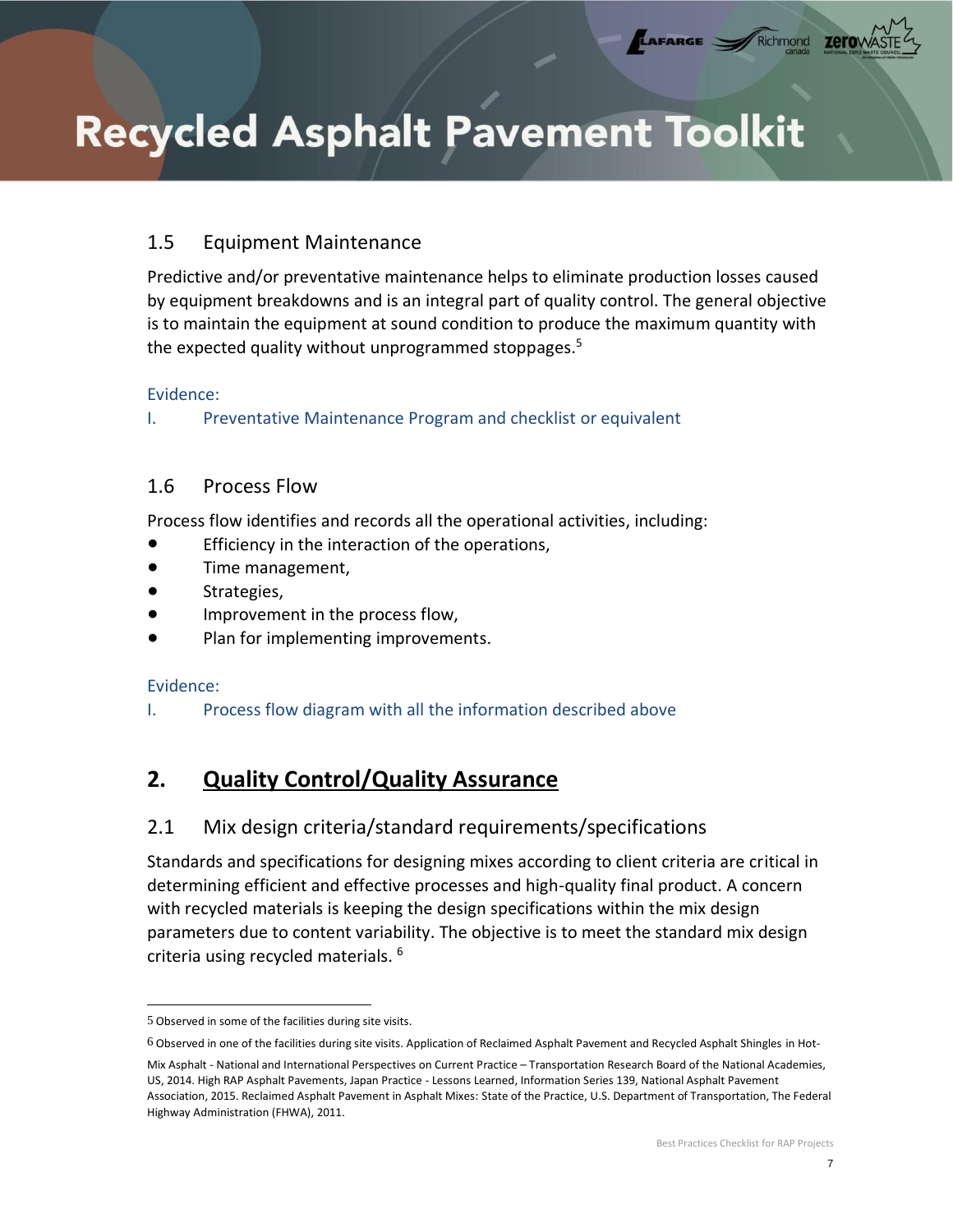### 1.5 Equipment Maintenance

Predictive and/or preventative maintenance helps to eliminate production losses caused by equipment breakdowns and is an integral part of quality control. The general objective is to maintain the equipment at sound condition to produce the maximum quantity with the expected quality without unprogrammed stoppages.[5]

Evidence:

I. Preventative Maintenance Program and checklist or equivalent

### 1.6 Process Flow

Process flow identifies and records all the operational activities, including:

- Efficiency in the interaction of the operations,
- Time management,
- Strategies,
- Improvement in the process flow,
- Plan for implementing improvements.

Evidence:

I. Process flow diagram with all the information described above

## 2. Quality Control/Quality Assurance

### 2.1 Mix design criteria/standard requirements/specifications

Standards and specifications for designing mixes according to client criteria are critical in determining efficient and effective processes and high-quality final product. A concern with recycled materials is keeping the design specifications within the mix design parameters due to content variability. The objective is to meet the standard mix design criteria using recycled materials. [6]

---

5 Observed in some of the facilities during site visits.

6 Observed in one of the facilities during site visits. Application of Reclaimed Asphalt Pavement and Recycled Asphalt Shingles in Hot-Mix Asphalt - National and International Perspectives on Current Practice – Transportation Research Board of the National Academies, US, 2014. High RAP Asphalt Pavements, Japan Practice - Lessons Learned, Information Series 139, National Asphalt Pavement Association, 2015. Reclaimed Asphalt Pavement in Asphalt Mixes: State of the Practice, U.S. Department of Transportation, The Federal Highway Administration (FHWA), 2011.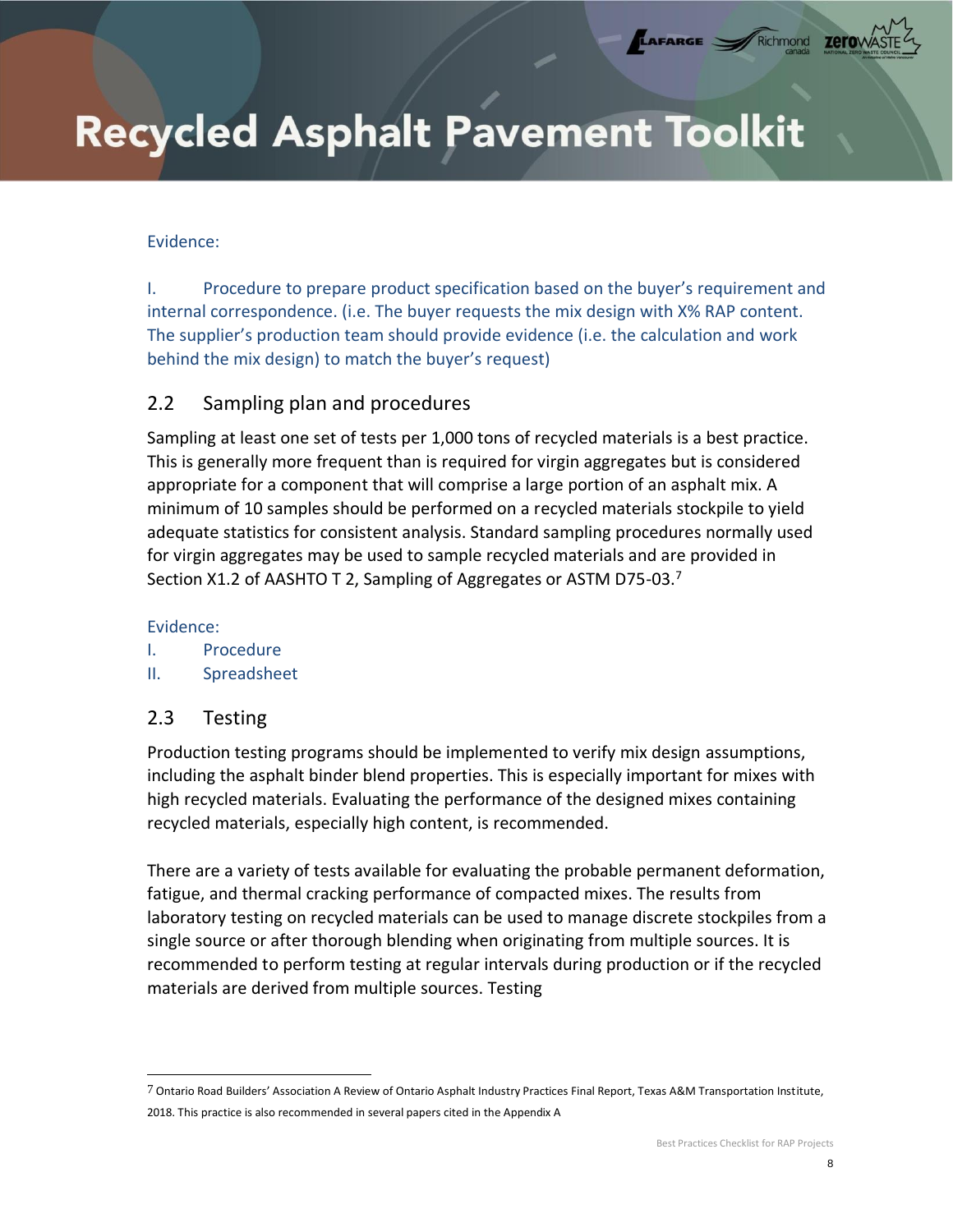Evidence:

I. Procedure to prepare product specification based on the buyer's requirement and internal correspondence. (i.e. The buyer requests the mix design with X% RAP content. The supplier's production team should provide evidence (i.e. the calculation and work behind the mix design) to match the buyer's request)

## 2.2 Sampling plan and procedures

Sampling at least one set of tests per 1,000 tons of recycled materials is a best practice. This is generally more frequent than is required for virgin aggregates but is considered appropriate for a component that will comprise a large portion of an asphalt mix. A minimum of 10 samples should be performed on a recycled materials stockpile to yield adequate statistics for consistent analysis. Standard sampling procedures normally used for virgin aggregates may be used to sample recycled materials and are provided in Section X1.2 of AASHTO T 2, Sampling of Aggregates or ASTM D75-03.[7]

Evidence:

I. Procedure
II. Spreadsheet

## 2.3 Testing

Production testing programs should be implemented to verify mix design assumptions, including the asphalt binder blend properties. This is especially important for mixes with high recycled materials. Evaluating the performance of the designed mixes containing recycled materials, especially high content, is recommended.

There are a variety of tests available for evaluating the probable permanent deformation, fatigue, and thermal cracking performance of compacted mixes. The results from laboratory testing on recycled materials can be used to manage discrete stockpiles from a single source or after thorough blending when originating from multiple sources. It is recommended to perform testing at regular intervals during production or if the recycled materials are derived from multiple sources. Testing

---

[7] Ontario Road Builders' Association A Review of Ontario Asphalt Industry Practices Final Report, Texas A&M Transportation Institute, 2018. This practice is also recommended in several papers cited in the Appendix A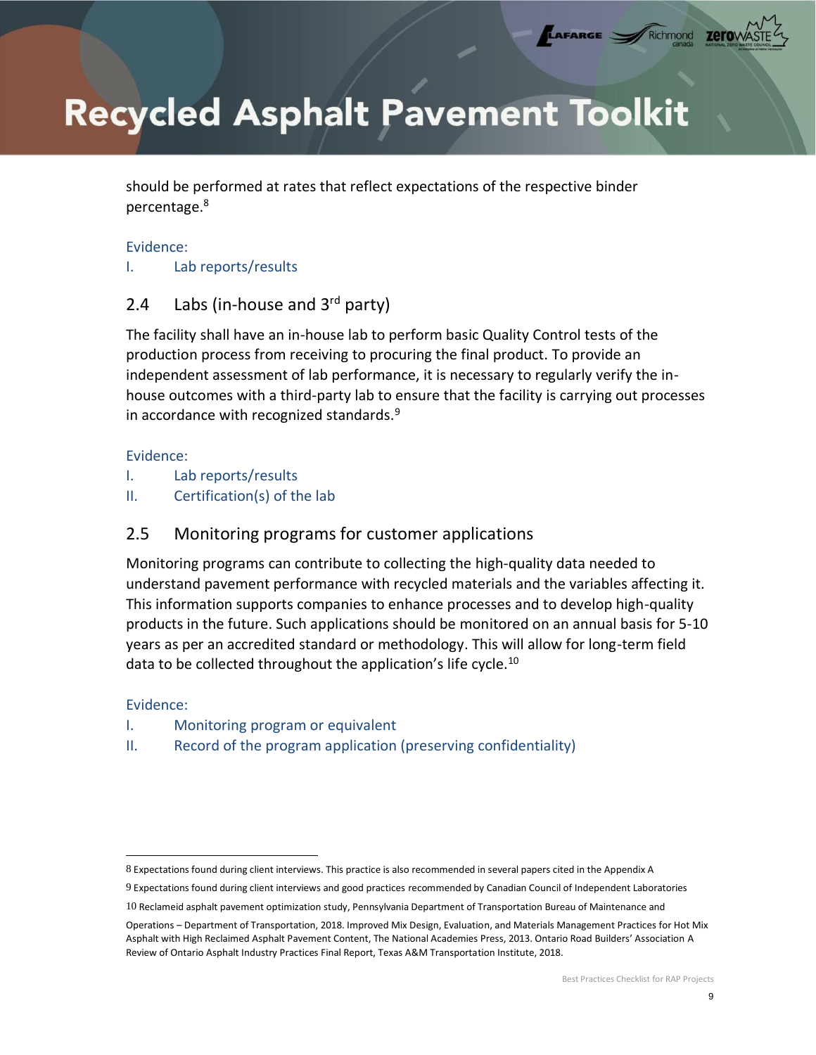should be performed at rates that reflect expectations of the respective binder percentage.[8]

Evidence:

I. Lab reports/results

## 2.4 Labs (in-house and 3rd party)

The facility shall have an in-house lab to perform basic Quality Control tests of the production process from receiving to procuring the final product. To provide an independent assessment of lab performance, it is necessary to regularly verify the in-house outcomes with a third-party lab to ensure that the facility is carrying out processes in accordance with recognized standards.[9]

Evidence:

I. Lab reports/results
II. Certification(s) of the lab

## 2.5 Monitoring programs for customer applications

Monitoring programs can contribute to collecting the high-quality data needed to understand pavement performance with recycled materials and the variables affecting it. This information supports companies to enhance processes and to develop high-quality products in the future. Such applications should be monitored on an annual basis for 5-10 years as per an accredited standard or methodology. This will allow for long-term field data to be collected throughout the application's life cycle.[10]

Evidence:

I. Monitoring program or equivalent
II. Record of the program application (preserving confidentiality)

---

8 Expectations found during client interviews. This practice is also recommended in several papers cited in the Appendix A

9 Expectations found during client interviews and good practices recommended by Canadian Council of Independent Laboratories

10 Reclameid asphalt pavement optimization study, Pennsylvania Department of Transportation Bureau of Maintenance and Operations – Department of Transportation, 2018. Improved Mix Design, Evaluation, and Materials Management Practices for Hot Mix Asphalt with High Reclaimed Asphalt Pavement Content, The National Academies Press, 2013. Ontario Road Builders' Association A Review of Ontario Asphalt Industry Practices Final Report, Texas A&M Transportation Institute, 2018.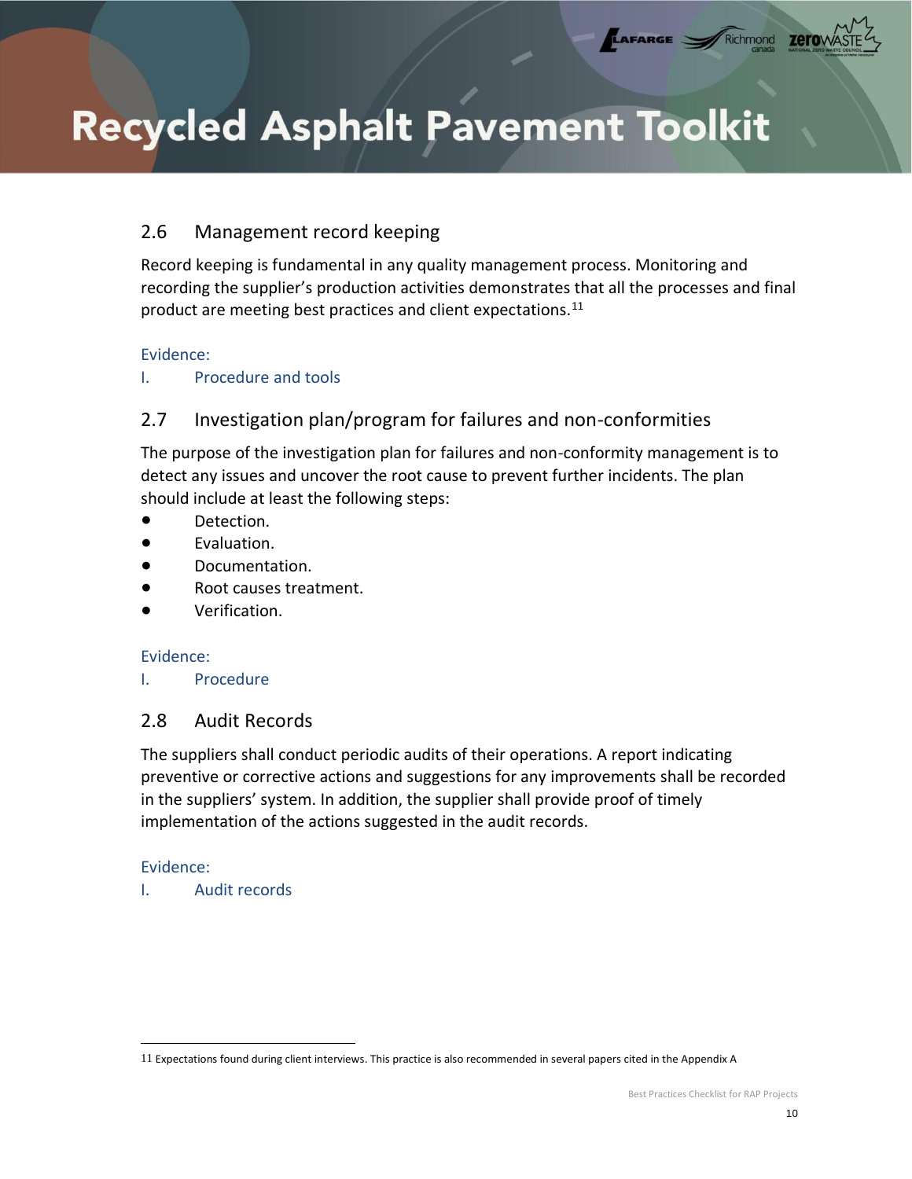## 2.6 Management record keeping

Record keeping is fundamental in any quality management process. Monitoring and recording the supplier's production activities demonstrates that all the processes and final product are meeting best practices and client expectations.[11]

Evidence:

I. Procedure and tools

## 2.7 Investigation plan/program for failures and non-conformities

The purpose of the investigation plan for failures and non-conformity management is to detect any issues and uncover the root cause to prevent further incidents. The plan should include at least the following steps:

- Detection.
- Evaluation.
- Documentation.
- Root causes treatment.
- Verification.

Evidence:

I. Procedure

## 2.8 Audit Records

The suppliers shall conduct periodic audits of their operations. A report indicating preventive or corrective actions and suggestions for any improvements shall be recorded in the suppliers' system. In addition, the supplier shall provide proof of timely implementation of the actions suggested in the audit records.

Evidence:

I. Audit records

---

[11] Expectations found during client interviews. This practice is also recommended in several papers cited in the Appendix A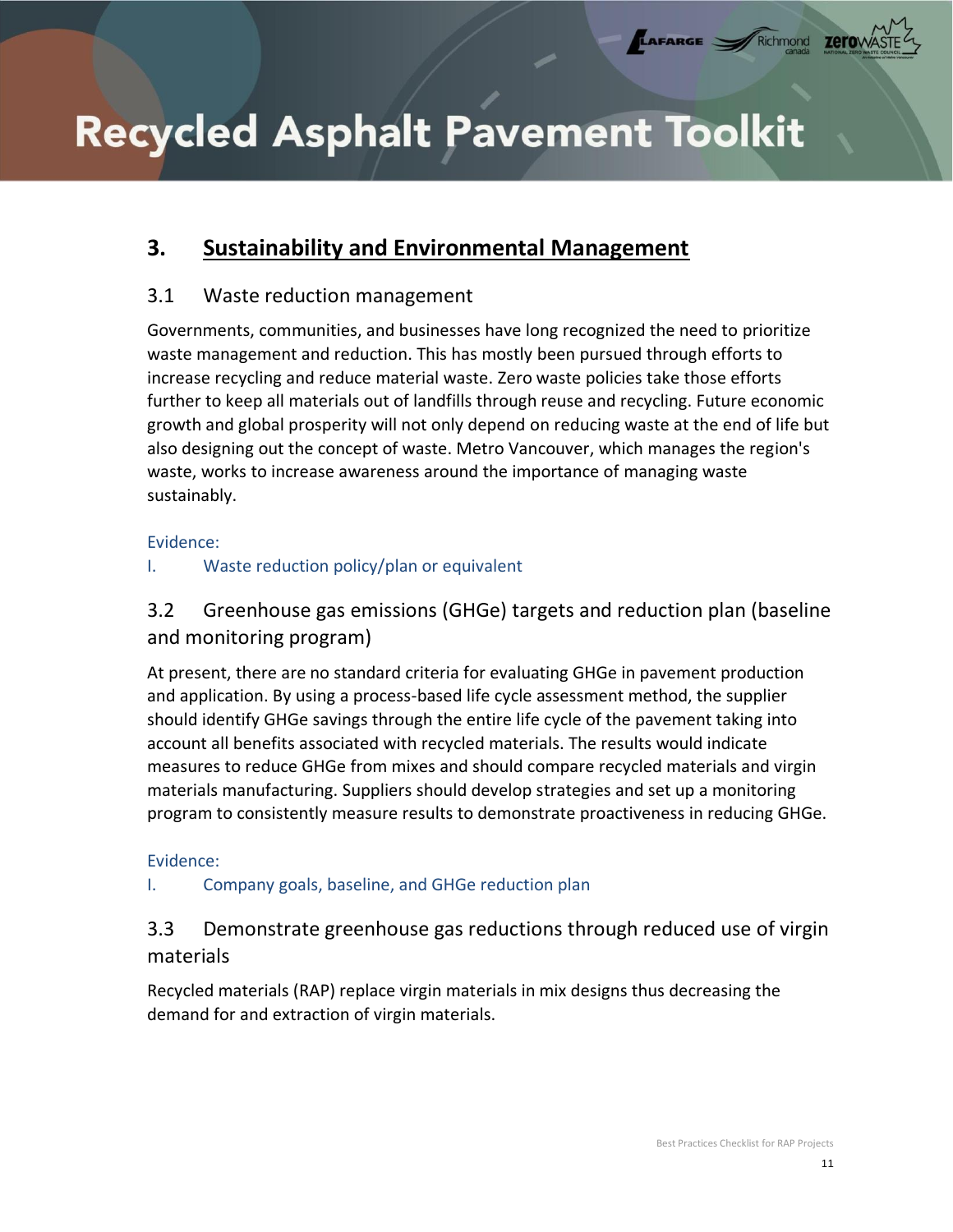## 3. Sustainability and Environmental Management

### 3.1 Waste reduction management

Governments, communities, and businesses have long recognized the need to prioritize waste management and reduction. This has mostly been pursued through efforts to increase recycling and reduce material waste. Zero waste policies take those efforts further to keep all materials out of landfills through reuse and recycling. Future economic growth and global prosperity will not only depend on reducing waste at the end of life but also designing out the concept of waste. Metro Vancouver, which manages the region's waste, works to increase awareness around the importance of managing waste sustainably.

Evidence:

I. Waste reduction policy/plan or equivalent

### 3.2 Greenhouse gas emissions (GHGe) targets and reduction plan (baseline and monitoring program)

At present, there are no standard criteria for evaluating GHGe in pavement production and application. By using a process-based life cycle assessment method, the supplier should identify GHGe savings through the entire life cycle of the pavement taking into account all benefits associated with recycled materials. The results would indicate measures to reduce GHGe from mixes and should compare recycled materials and virgin materials manufacturing. Suppliers should develop strategies and set up a monitoring program to consistently measure results to demonstrate proactiveness in reducing GHGe.

Evidence:

I. Company goals, baseline, and GHGe reduction plan

### 3.3 Demonstrate greenhouse gas reductions through reduced use of virgin materials

Recycled materials (RAP) replace virgin materials in mix designs thus decreasing the demand for and extraction of virgin materials.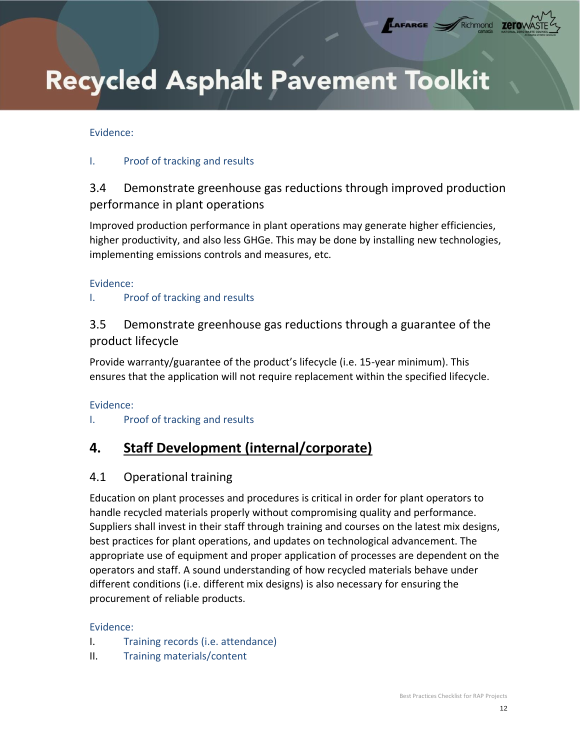Evidence:

I. Proof of tracking and results

### 3.4 Demonstrate greenhouse gas reductions through improved production performance in plant operations

Improved production performance in plant operations may generate higher efficiencies, higher productivity, and also less GHGe. This may be done by installing new technologies, implementing emissions controls and measures, etc.

Evidence:

I. Proof of tracking and results

### 3.5 Demonstrate greenhouse gas reductions through a guarantee of the product lifecycle

Provide warranty/guarantee of the product's lifecycle (i.e. 15-year minimum). This ensures that the application will not require replacement within the specified lifecycle.

Evidence:

I. Proof of tracking and results

## 4. Staff Development (internal/corporate)

### 4.1 Operational training

Education on plant processes and procedures is critical in order for plant operators to handle recycled materials properly without compromising quality and performance. Suppliers shall invest in their staff through training and courses on the latest mix designs, best practices for plant operations, and updates on technological advancement. The appropriate use of equipment and proper application of processes are dependent on the operators and staff. A sound understanding of how recycled materials behave under different conditions (i.e. different mix designs) is also necessary for ensuring the procurement of reliable products.

Evidence:

I. Training records (i.e. attendance)
II. Training materials/content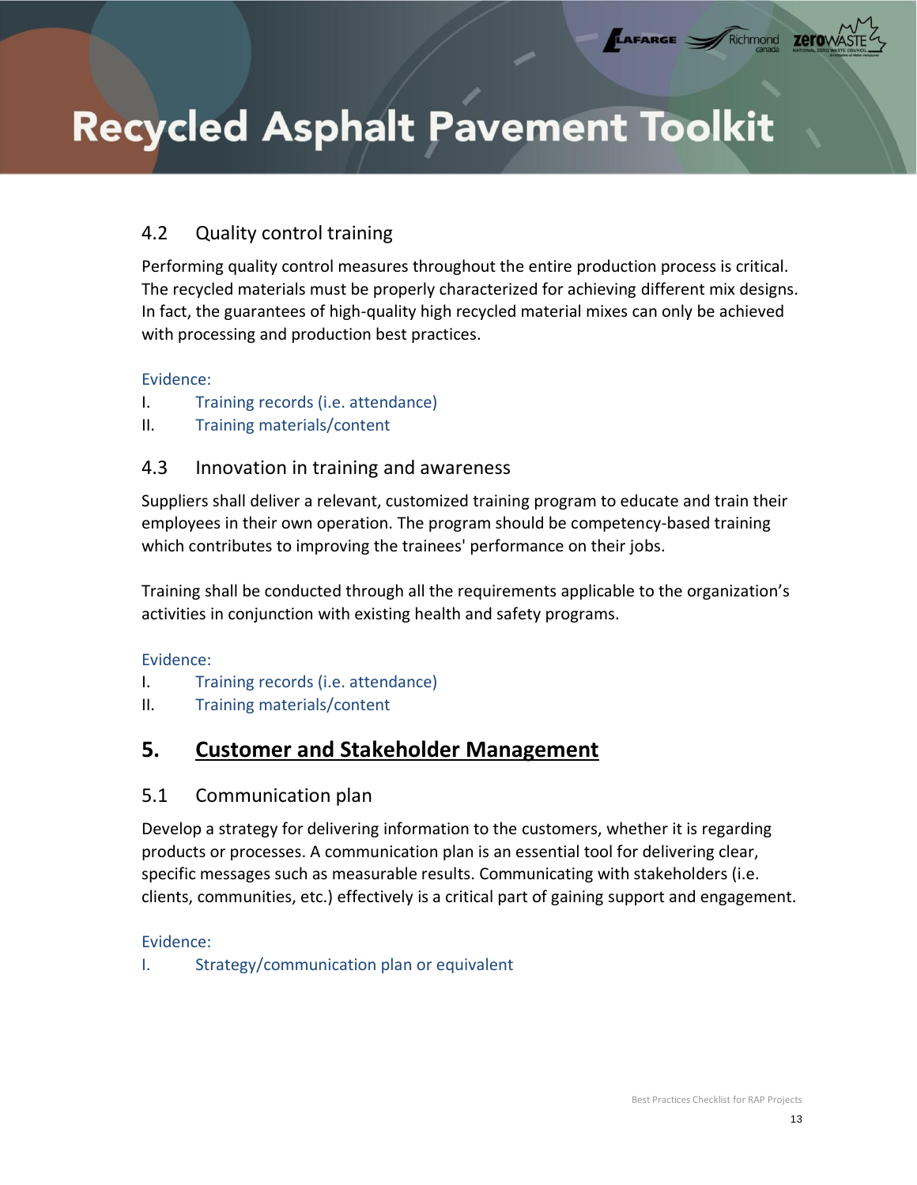### 4.2 Quality control training

Performing quality control measures throughout the entire production process is critical. The recycled materials must be properly characterized for achieving different mix designs. In fact, the guarantees of high-quality high recycled material mixes can only be achieved with processing and production best practices.

Evidence:

I. Training records (i.e. attendance)
II. Training materials/content

### 4.3 Innovation in training and awareness

Suppliers shall deliver a relevant, customized training program to educate and train their employees in their own operation. The program should be competency-based training which contributes to improving the trainees' performance on their jobs.

Training shall be conducted through all the requirements applicable to the organization's activities in conjunction with existing health and safety programs.

Evidence:

I. Training records (i.e. attendance)
II. Training materials/content

## 5. Customer and Stakeholder Management

### 5.1 Communication plan

Develop a strategy for delivering information to the customers, whether it is regarding products or processes. A communication plan is an essential tool for delivering clear, specific messages such as measurable results. Communicating with stakeholders (i.e. clients, communities, etc.) effectively is a critical part of gaining support and engagement.

Evidence:

I. Strategy/communication plan or equivalent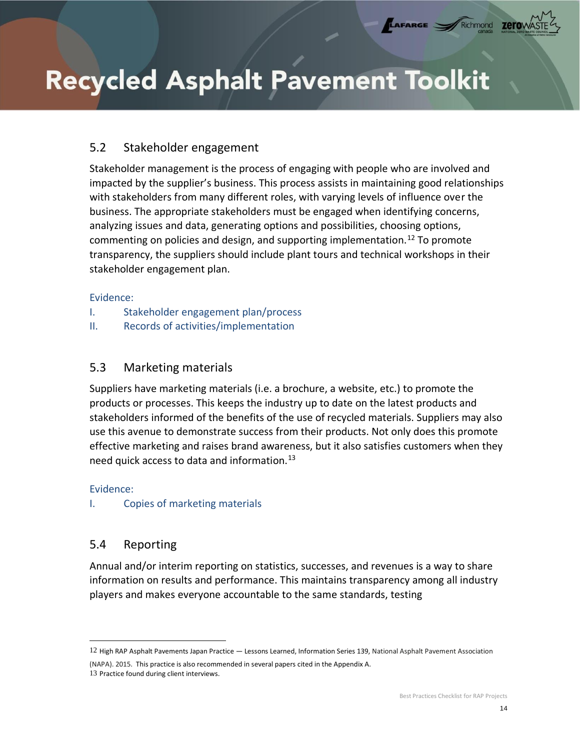## 5.2 Stakeholder engagement

Stakeholder management is the process of engaging with people who are involved and impacted by the supplier's business. This process assists in maintaining good relationships with stakeholders from many different roles, with varying levels of influence over the business. The appropriate stakeholders must be engaged when identifying concerns, analyzing issues and data, generating options and possibilities, choosing options, commenting on policies and design, and supporting implementation.[12] To promote transparency, the suppliers should include plant tours and technical workshops in their stakeholder engagement plan.

Evidence:

I. Stakeholder engagement plan/process
II. Records of activities/implementation

## 5.3 Marketing materials

Suppliers have marketing materials (i.e. a brochure, a website, etc.) to promote the products or processes. This keeps the industry up to date on the latest products and stakeholders informed of the benefits of the use of recycled materials. Suppliers may also use this avenue to demonstrate success from their products. Not only does this promote effective marketing and raises brand awareness, but it also satisfies customers when they need quick access to data and information.[13]

Evidence:

I. Copies of marketing materials

## 5.4 Reporting

Annual and/or interim reporting on statistics, successes, and revenues is a way to share information on results and performance. This maintains transparency among all industry players and makes everyone accountable to the same standards, testing

---

12 High RAP Asphalt Pavements Japan Practice — Lessons Learned, Information Series 139, National Asphalt Pavement Association (NAPA). 2015. This practice is also recommended in several papers cited in the Appendix A.

13 Practice found during client interviews.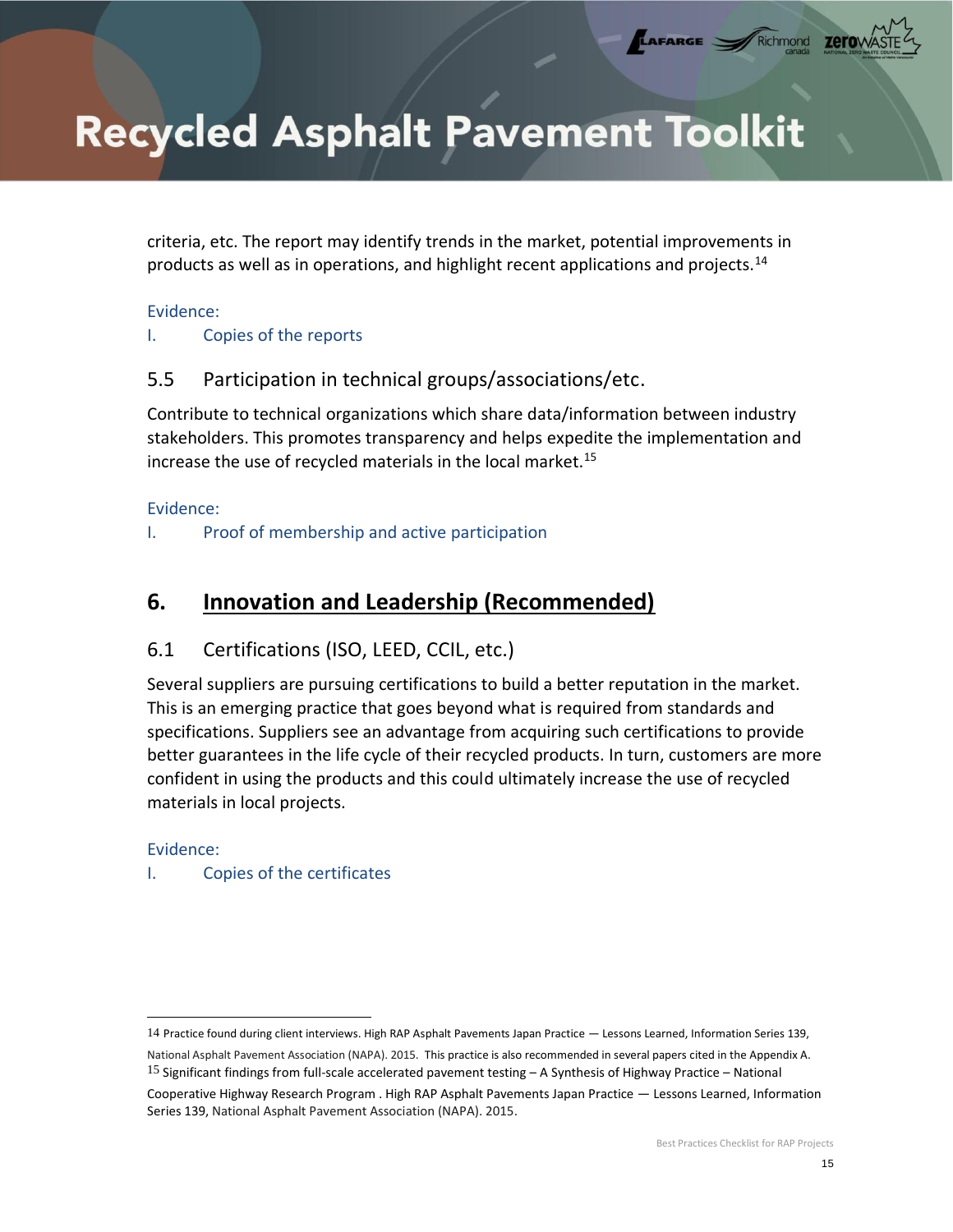criteria, etc. The report may identify trends in the market, potential improvements in products as well as in operations, and highlight recent applications and projects.[14]

Evidence:

I. Copies of the reports

### 5.5 Participation in technical groups/associations/etc.

Contribute to technical organizations which share data/information between industry stakeholders. This promotes transparency and helps expedite the implementation and increase the use of recycled materials in the local market.[15]

Evidence:

I. Proof of membership and active participation

## 6. Innovation and Leadership (Recommended)

### 6.1 Certifications (ISO, LEED, CCIL, etc.)

Several suppliers are pursuing certifications to build a better reputation in the market. This is an emerging practice that goes beyond what is required from standards and specifications. Suppliers see an advantage from acquiring such certifications to provide better guarantees in the life cycle of their recycled products. In turn, customers are more confident in using the products and this could ultimately increase the use of recycled materials in local projects.

Evidence:

I. Copies of the certificates

---

[14] Practice found during client interviews. High RAP Asphalt Pavements Japan Practice — Lessons Learned, Information Series 139, National Asphalt Pavement Association (NAPA). 2015. This practice is also recommended in several papers cited in the Appendix A.

[15] Significant findings from full-scale accelerated pavement testing – A Synthesis of Highway Practice – National Cooperative Highway Research Program . High RAP Asphalt Pavements Japan Practice — Lessons Learned, Information Series 139, National Asphalt Pavement Association (NAPA). 2015.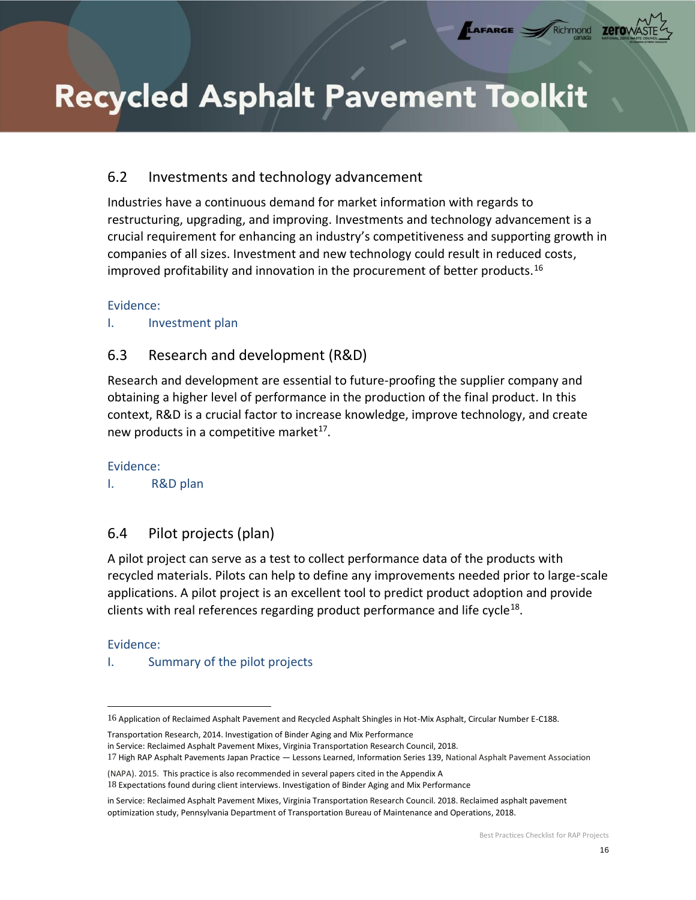## 6.2 Investments and technology advancement

Industries have a continuous demand for market information with regards to restructuring, upgrading, and improving. Investments and technology advancement is a crucial requirement for enhancing an industry's competitiveness and supporting growth in companies of all sizes. Investment and new technology could result in reduced costs, improved profitability and innovation in the procurement of better products.[16]

Evidence:

I. Investment plan

## 6.3 Research and development (R&D)

Research and development are essential to future-proofing the supplier company and obtaining a higher level of performance in the production of the final product. In this context, R&D is a crucial factor to increase knowledge, improve technology, and create new products in a competitive market[17].

Evidence:

I. R&D plan

## 6.4 Pilot projects (plan)

A pilot project can serve as a test to collect performance data of the products with recycled materials. Pilots can help to define any improvements needed prior to large-scale applications. A pilot project is an excellent tool to predict product adoption and provide clients with real references regarding product performance and life cycle[18].

Evidence:

I. Summary of the pilot projects

---

16 Application of Reclaimed Asphalt Pavement and Recycled Asphalt Shingles in Hot-Mix Asphalt, Circular Number E-C188.

Transportation Research, 2014. Investigation of Binder Aging and Mix Performance in Service: Reclaimed Asphalt Pavement Mixes, Virginia Transportation Research Council, 2018.

17 High RAP Asphalt Pavements Japan Practice — Lessons Learned, Information Series 139, National Asphalt Pavement Association (NAPA). 2015. This practice is also recommended in several papers cited in the Appendix A

18 Expectations found during client interviews. Investigation of Binder Aging and Mix Performance in Service: Reclaimed Asphalt Pavement Mixes, Virginia Transportation Research Council. 2018. Reclaimed asphalt pavement optimization study, Pennsylvania Department of Transportation Bureau of Maintenance and Operations, 2018.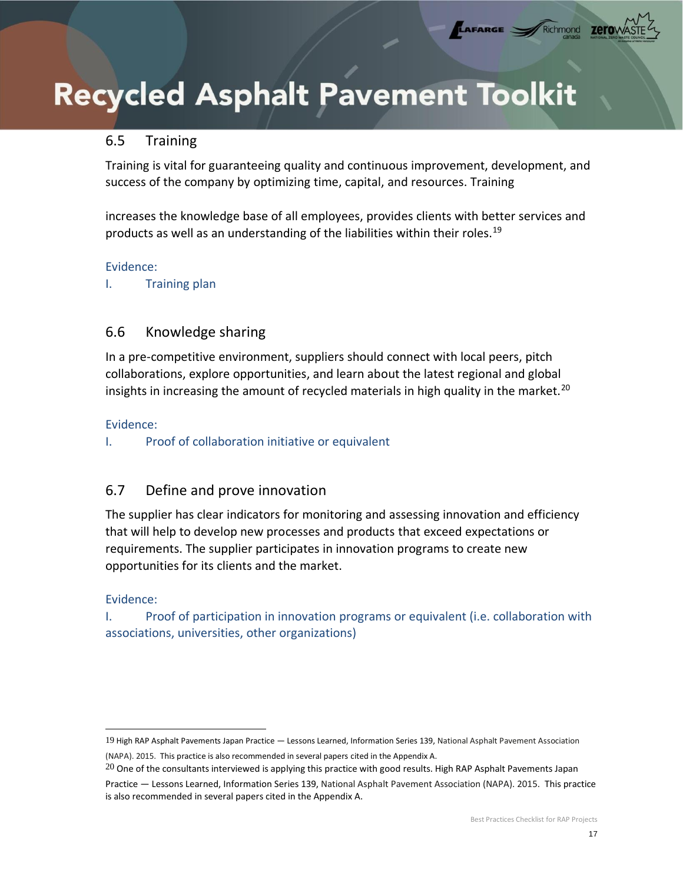## 6.5 Training

Training is vital for guaranteeing quality and continuous improvement, development, and success of the company by optimizing time, capital, and resources. Training

increases the knowledge base of all employees, provides clients with better services and products as well as an understanding of the liabilities within their roles.[19]

Evidence:

I. Training plan

## 6.6 Knowledge sharing

In a pre-competitive environment, suppliers should connect with local peers, pitch collaborations, explore opportunities, and learn about the latest regional and global insights in increasing the amount of recycled materials in high quality in the market.[20]

Evidence:

I. Proof of collaboration initiative or equivalent

## 6.7 Define and prove innovation

The supplier has clear indicators for monitoring and assessing innovation and efficiency that will help to develop new processes and products that exceed expectations or requirements. The supplier participates in innovation programs to create new opportunities for its clients and the market.

Evidence:

I. Proof of participation in innovation programs or equivalent (i.e. collaboration with associations, universities, other organizations)

---

[19] High RAP Asphalt Pavements Japan Practice — Lessons Learned, Information Series 139, National Asphalt Pavement Association (NAPA). 2015. This practice is also recommended in several papers cited in the Appendix A.

[20] One of the consultants interviewed is applying this practice with good results. High RAP Asphalt Pavements Japan Practice — Lessons Learned, Information Series 139, National Asphalt Pavement Association (NAPA). 2015. This practice is also recommended in several papers cited in the Appendix A.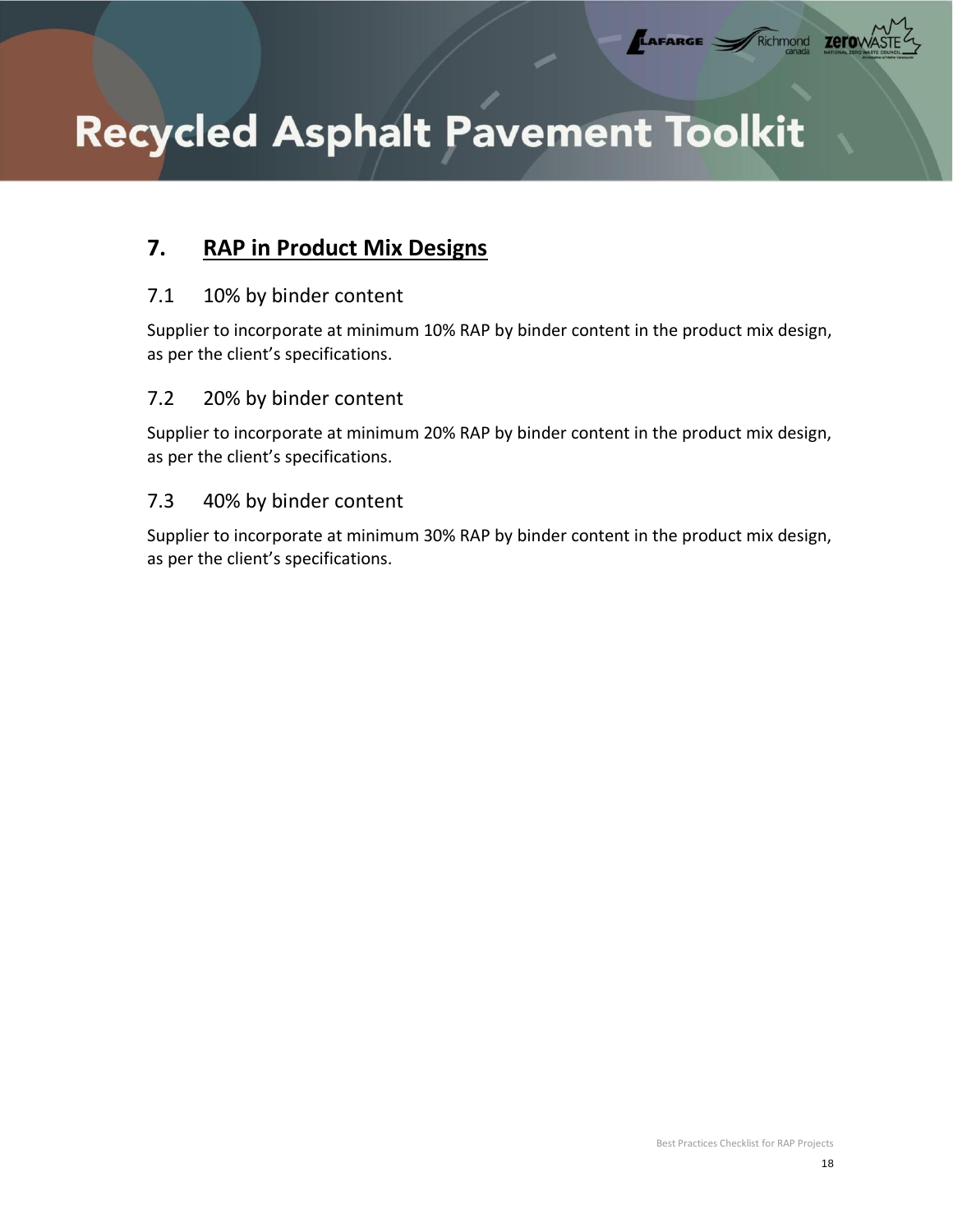## 7. RAP in Product Mix Designs

### 7.1 10% by binder content

Supplier to incorporate at minimum 10% RAP by binder content in the product mix design, as per the client's specifications.

### 7.2 20% by binder content

Supplier to incorporate at minimum 20% RAP by binder content in the product mix design, as per the client's specifications.

### 7.3 40% by binder content

Supplier to incorporate at minimum 30% RAP by binder content in the product mix design, as per the client's specifications.